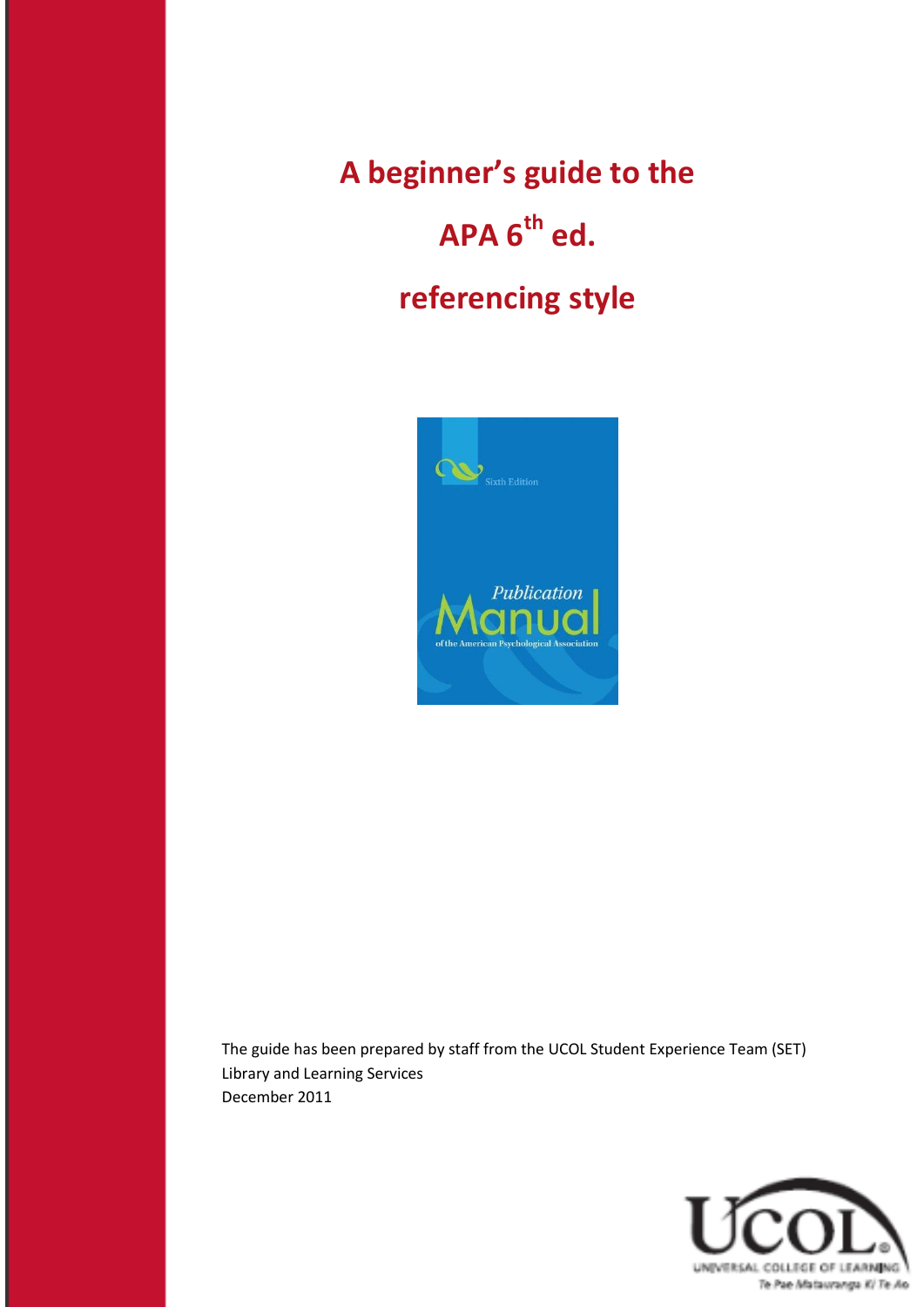# A beginner's guide to the APA 6th ed. referencing style

The guide has been prepared by staff from the UCOL Student Experience Team (SET)
Library and Learning Services
December 2011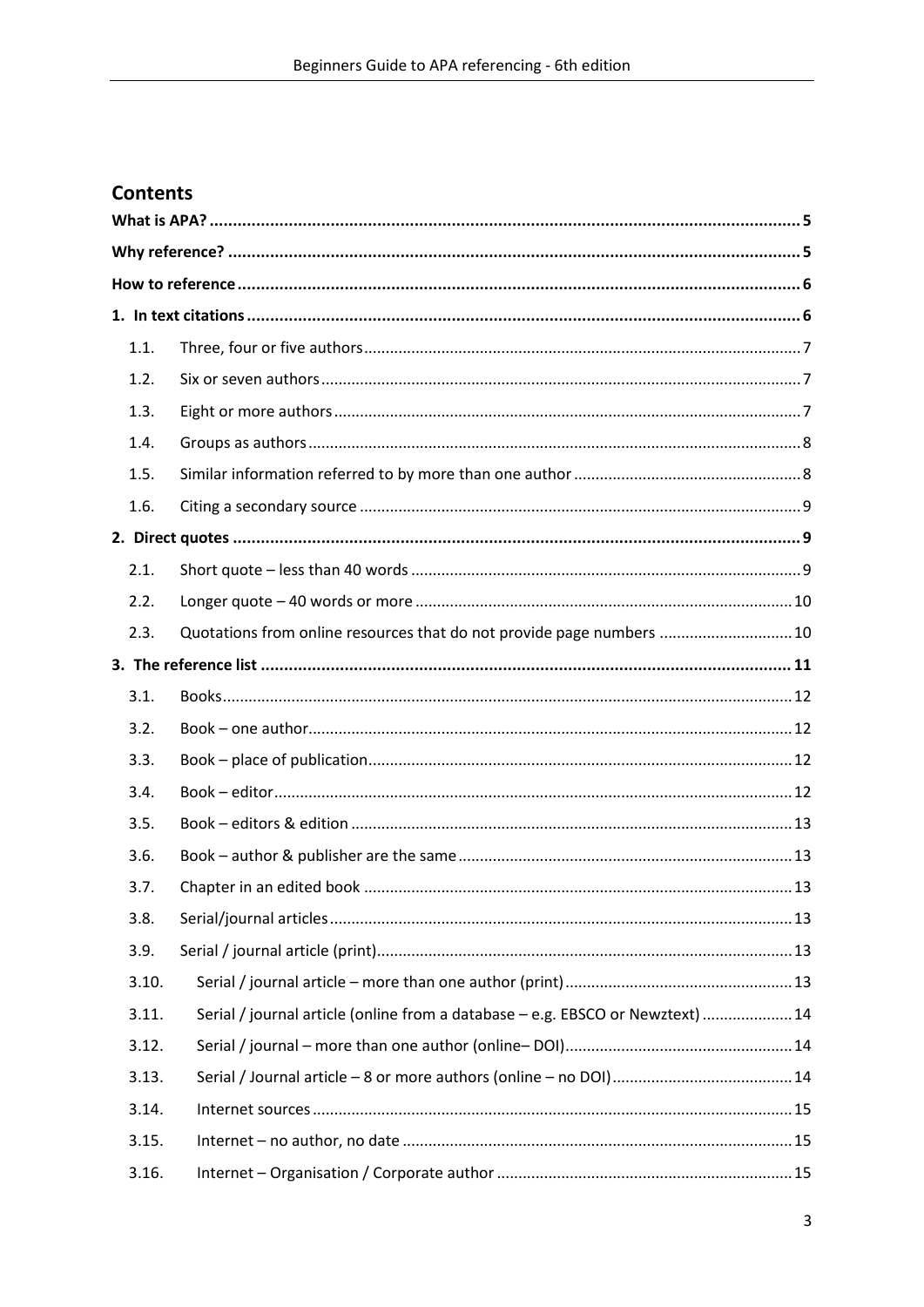## Contents

| | | |
|---|---|---|
| **What is APA?** | | **5** |
| **Why reference?** | | **5** |
| **How to reference** | | **6** |
| **1. In text citations** | | **6** |
| 1.1. | Three, four or five authors | 7 |
| 1.2. | Six or seven authors | 7 |
| 1.3. | Eight or more authors | 7 |
| 1.4. | Groups as authors | 8 |
| 1.5. | Similar information referred to by more than one author | 8 |
| 1.6. | Citing a secondary source | 9 |
| **2. Direct quotes** | | **9** |
| 2.1. | Short quote – less than 40 words | 9 |
| 2.2. | Longer quote – 40 words or more | 10 |
| 2.3. | Quotations from online resources that do not provide page numbers | 10 |
| **3. The reference list** | | **11** |
| 3.1. | Books | 12 |
| 3.2. | Book – one author | 12 |
| 3.3. | Book – place of publication | 12 |
| 3.4. | Book – editor | 12 |
| 3.5. | Book – editors & edition | 13 |
| 3.6. | Book – author & publisher are the same | 13 |
| 3.7. | Chapter in an edited book | 13 |
| 3.8. | Serial/journal articles | 13 |
| 3.9. | Serial / journal article (print) | 13 |
| 3.10. | Serial / journal article – more than one author (print) | 13 |
| 3.11. | Serial / journal article (online from a database – e.g. EBSCO or Newztext) | 14 |
| 3.12. | Serial / journal – more than one author (online– DOI) | 14 |
| 3.13. | Serial / Journal article – 8 or more authors (online – no DOI) | 14 |
| 3.14. | Internet sources | 15 |
| 3.15. | Internet – no author, no date | 15 |
| 3.16. | Internet – Organisation / Corporate author | 15 |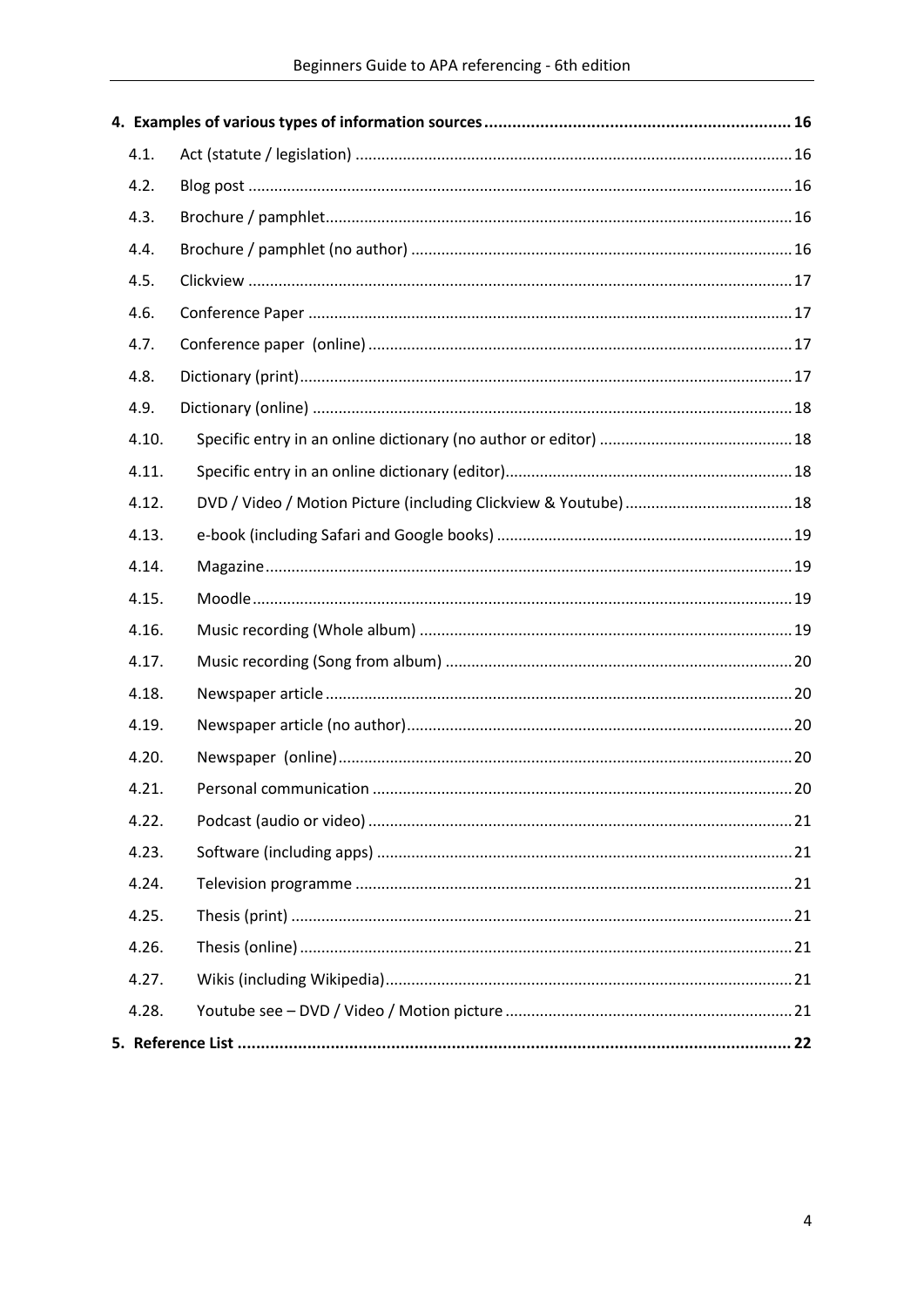**4. Examples of various types of information sources** ..... 16

- 4.1. Act (statute / legislation) ..... 16
- 4.2. Blog post ..... 16
- 4.3. Brochure / pamphlet ..... 16
- 4.4. Brochure / pamphlet (no author) ..... 16
- 4.5. Clickview ..... 17
- 4.6. Conference Paper ..... 17
- 4.7. Conference paper (online) ..... 17
- 4.8. Dictionary (print) ..... 17
- 4.9. Dictionary (online) ..... 18
- 4.10. Specific entry in an online dictionary (no author or editor) ..... 18
- 4.11. Specific entry in an online dictionary (editor) ..... 18
- 4.12. DVD / Video / Motion Picture (including Clickview & Youtube) ..... 18
- 4.13. e-book (including Safari and Google books) ..... 19
- 4.14. Magazine ..... 19
- 4.15. Moodle ..... 19
- 4.16. Music recording (Whole album) ..... 19
- 4.17. Music recording (Song from album) ..... 20
- 4.18. Newspaper article ..... 20
- 4.19. Newspaper article (no author) ..... 20
- 4.20. Newspaper (online) ..... 20
- 4.21. Personal communication ..... 20
- 4.22. Podcast (audio or video) ..... 21
- 4.23. Software (including apps) ..... 21
- 4.24. Television programme ..... 21
- 4.25. Thesis (print) ..... 21
- 4.26. Thesis (online) ..... 21
- 4.27. Wikis (including Wikipedia) ..... 21
- 4.28. Youtube see – DVD / Video / Motion picture ..... 21

**5. Reference List** ..... 22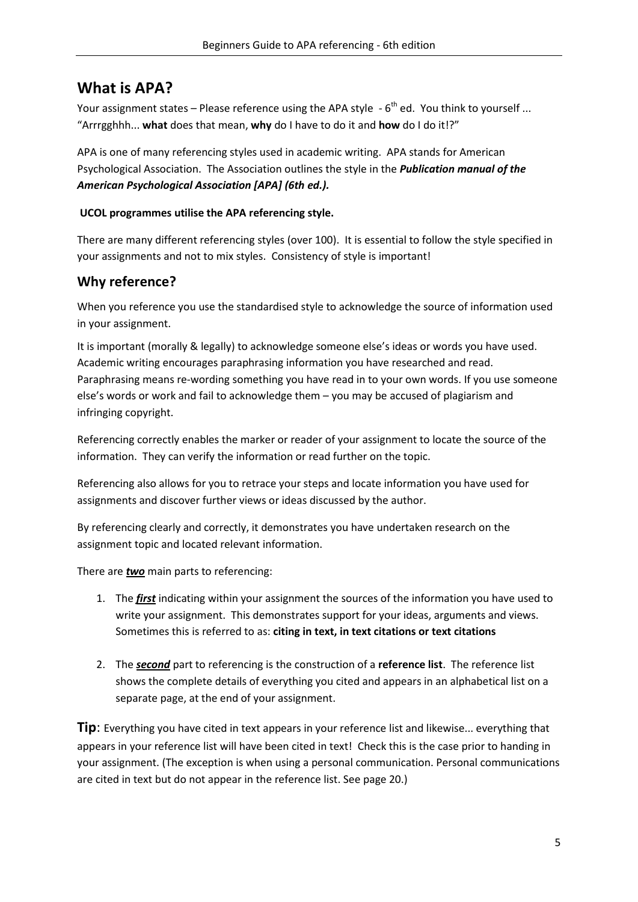## What is APA?

Your assignment states – Please reference using the APA style - 6th ed. You think to yourself ... "Arrrgghhh... **what** does that mean, **why** do I have to do it and **how** do I do it!?"

APA is one of many referencing styles used in academic writing. APA stands for American Psychological Association. The Association outlines the style in the ***Publication manual of the American Psychological Association [APA] (6th ed.).***

**UCOL programmes utilise the APA referencing style.**

There are many different referencing styles (over 100). It is essential to follow the style specified in your assignments and not to mix styles. Consistency of style is important!

## Why reference?

When you reference you use the standardised style to acknowledge the source of information used in your assignment.

It is important (morally & legally) to acknowledge someone else's ideas or words you have used. Academic writing encourages paraphrasing information you have researched and read. Paraphrasing means re-wording something you have read in to your own words. If you use someone else's words or work and fail to acknowledge them – you may be accused of plagiarism and infringing copyright.

Referencing correctly enables the marker or reader of your assignment to locate the source of the information. They can verify the information or read further on the topic.

Referencing also allows for you to retrace your steps and locate information you have used for assignments and discover further views or ideas discussed by the author.

By referencing clearly and correctly, it demonstrates you have undertaken research on the assignment topic and located relevant information.

There are ***two*** main parts to referencing:

1. The ***first*** indicating within your assignment the sources of the information you have used to write your assignment. This demonstrates support for your ideas, arguments and views. Sometimes this is referred to as: **citing in text, in text citations or text citations**

2. The ***second*** part to referencing is the construction of a **reference list**. The reference list shows the complete details of everything you cited and appears in an alphabetical list on a separate page, at the end of your assignment.

**Tip**: Everything you have cited in text appears in your reference list and likewise... everything that appears in your reference list will have been cited in text! Check this is the case prior to handing in your assignment. (The exception is when using a personal communication. Personal communications are cited in text but do not appear in the reference list. See page 20.)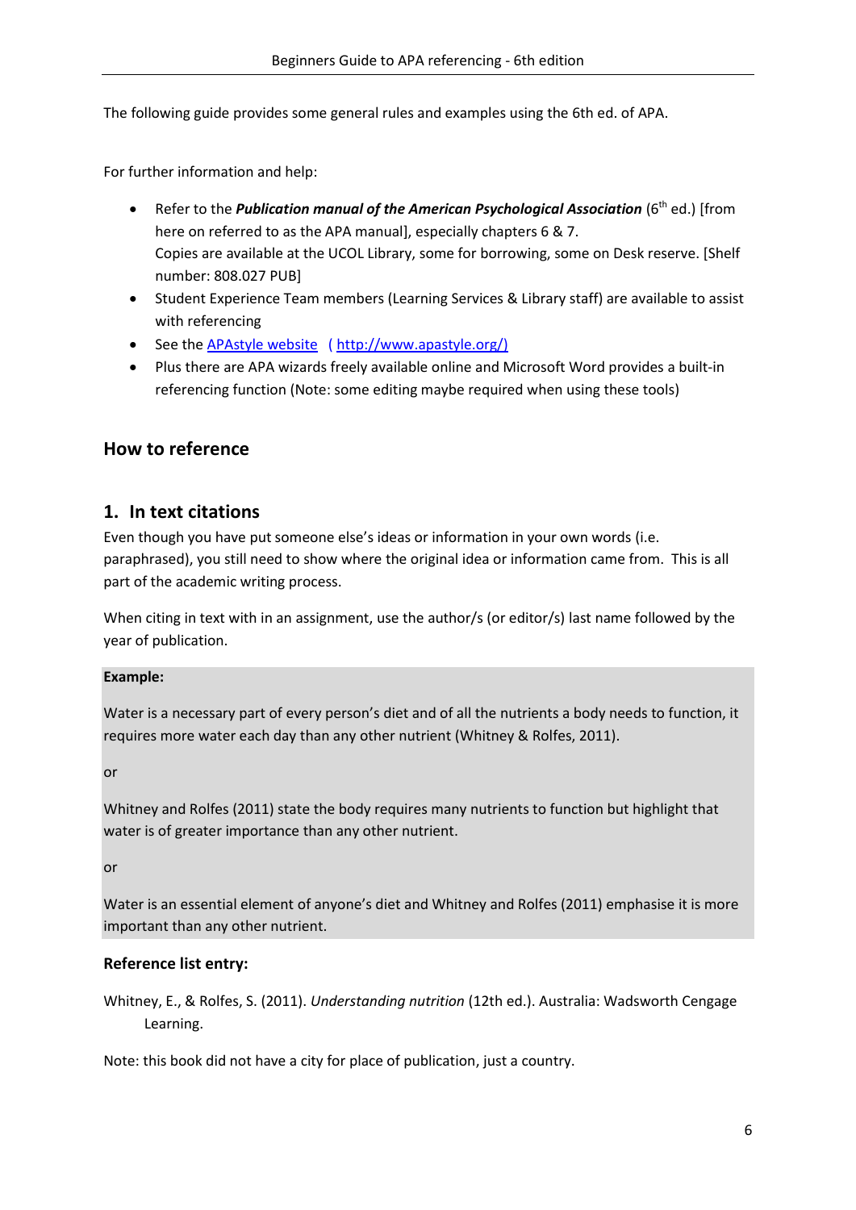The following guide provides some general rules and examples using the 6th ed. of APA.

For further information and help:

- Refer to the ***Publication manual of the American Psychological Association*** (6th ed.) [from here on referred to as the APA manual], especially chapters 6 & 7. Copies are available at the UCOL Library, some for borrowing, some on Desk reserve. [Shelf number: 808.027 PUB]
- Student Experience Team members (Learning Services & Library staff) are available to assist with referencing
- See the [APAstyle website](http://www.apastyle.org/) ( http://www.apastyle.org/)
- Plus there are APA wizards freely available online and Microsoft Word provides a built-in referencing function (Note: some editing maybe required when using these tools)

## How to reference

## 1. In text citations

Even though you have put someone else's ideas or information in your own words (i.e. paraphrased), you still need to show where the original idea or information came from. This is all part of the academic writing process.

When citing in text with in an assignment, use the author/s (or editor/s) last name followed by the year of publication.

**Example:**

Water is a necessary part of every person's diet and of all the nutrients a body needs to function, it requires more water each day than any other nutrient (Whitney & Rolfes, 2011).

or

Whitney and Rolfes (2011) state the body requires many nutrients to function but highlight that water is of greater importance than any other nutrient.

or

Water is an essential element of anyone's diet and Whitney and Rolfes (2011) emphasise it is more important than any other nutrient.

**Reference list entry:**

Whitney, E., & Rolfes, S. (2011). *Understanding nutrition* (12th ed.). Australia: Wadsworth Cengage Learning.

Note: this book did not have a city for place of publication, just a country.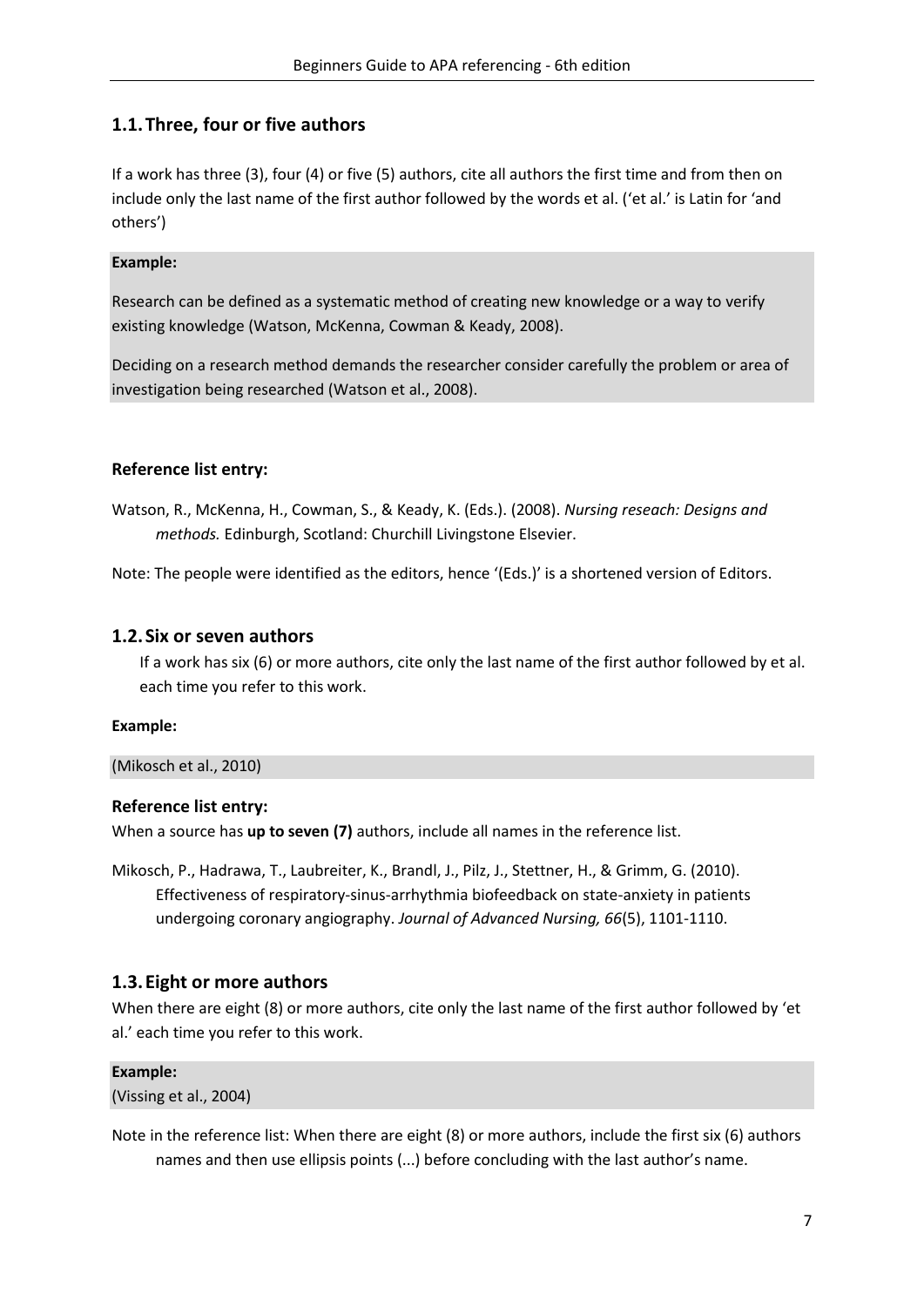## 1.1. Three, four or five authors

If a work has three (3), four (4) or five (5) authors, cite all authors the first time and from then on include only the last name of the first author followed by the words et al. ('et al.' is Latin for 'and others')

**Example:**

Research can be defined as a systematic method of creating new knowledge or a way to verify existing knowledge (Watson, McKenna, Cowman & Keady, 2008).

Deciding on a research method demands the researcher consider carefully the problem or area of investigation being researched (Watson et al., 2008).

### Reference list entry:

Watson, R., McKenna, H., Cowman, S., & Keady, K. (Eds.). (2008). *Nursing reseach: Designs and methods.* Edinburgh, Scotland: Churchill Livingstone Elsevier.

Note: The people were identified as the editors, hence '(Eds.)' is a shortened version of Editors.

## 1.2. Six or seven authors

If a work has six (6) or more authors, cite only the last name of the first author followed by et al. each time you refer to this work.

**Example:**

(Mikosch et al., 2010)

### Reference list entry:

When a source has **up to seven (7)** authors, include all names in the reference list.

Mikosch, P., Hadrawa, T., Laubreiter, K., Brandl, J., Pilz, J., Stettner, H., & Grimm, G. (2010). Effectiveness of respiratory-sinus-arrhythmia biofeedback on state-anxiety in patients undergoing coronary angiography. *Journal of Advanced Nursing, 66*(5), 1101-1110.

## 1.3. Eight or more authors

When there are eight (8) or more authors, cite only the last name of the first author followed by 'et al.' each time you refer to this work.

**Example:**

(Vissing et al., 2004)

Note in the reference list: When there are eight (8) or more authors, include the first six (6) authors names and then use ellipsis points (...) before concluding with the last author's name.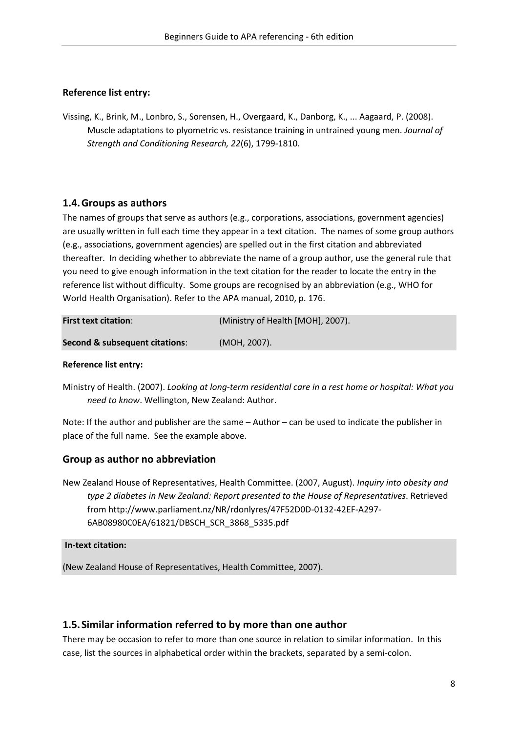**Reference list entry:**

Vissing, K., Brink, M., Lonbro, S., Sorensen, H., Overgaard, K., Danborg, K., ... Aagaard, P. (2008). Muscle adaptations to plyometric vs. resistance training in untrained young men. *Journal of Strength and Conditioning Research, 22*(6), 1799-1810.

## 1.4. Groups as authors

The names of groups that serve as authors (e.g., corporations, associations, government agencies) are usually written in full each time they appear in a text citation. The names of some group authors (e.g., associations, government agencies) are spelled out in the first citation and abbreviated thereafter. In deciding whether to abbreviate the name of a group author, use the general rule that you need to give enough information in the text citation for the reader to locate the entry in the reference list without difficulty. Some groups are recognised by an abbreviation (e.g., WHO for World Health Organisation). Refer to the APA manual, 2010, p. 176.

| | |
|---|---|
| **First text citation**: | (Ministry of Health [MOH], 2007). |
| **Second & subsequent citations**: | (MOH, 2007). |

**Reference list entry:**

Ministry of Health. (2007). *Looking at long-term residential care in a rest home or hospital: What you need to know*. Wellington, New Zealand: Author.

Note: If the author and publisher are the same – Author – can be used to indicate the publisher in place of the full name. See the example above.

### Group as author no abbreviation

New Zealand House of Representatives, Health Committee. (2007, August). *Inquiry into obesity and type 2 diabetes in New Zealand: Report presented to the House of Representatives*. Retrieved from http://www.parliament.nz/NR/rdonlyres/47F52D0D-0132-42EF-A297-6AB08980C0EA/61821/DBSCH_SCR_3868_5335.pdf

**In-text citation:**

(New Zealand House of Representatives, Health Committee, 2007).

## 1.5. Similar information referred to by more than one author

There may be occasion to refer to more than one source in relation to similar information. In this case, list the sources in alphabetical order within the brackets, separated by a semi-colon.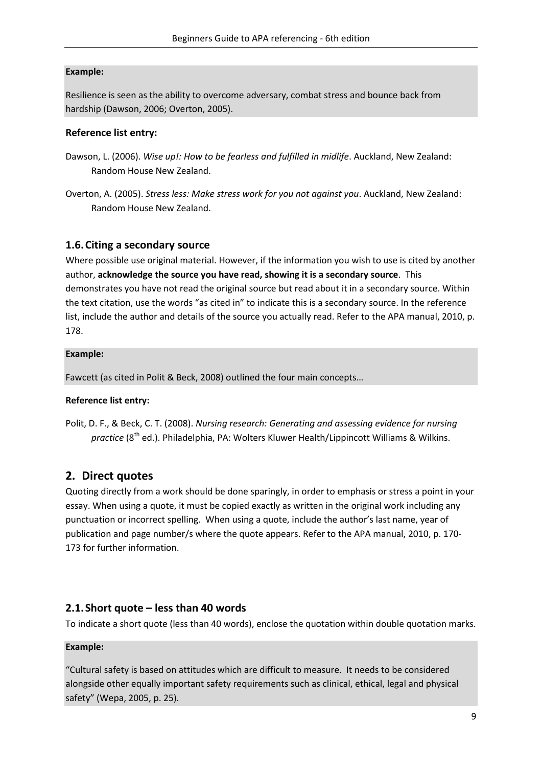**Example:**

Resilience is seen as the ability to overcome adversary, combat stress and bounce back from hardship (Dawson, 2006; Overton, 2005).

**Reference list entry:**

Dawson, L. (2006). *Wise up!: How to be fearless and fulfilled in midlife*. Auckland, New Zealand: Random House New Zealand.

Overton, A. (2005). *Stress less: Make stress work for you not against you*. Auckland, New Zealand: Random House New Zealand.

### 1.6. Citing a secondary source

Where possible use original material. However, if the information you wish to use is cited by another author, **acknowledge the source you have read, showing it is a secondary source**. This demonstrates you have not read the original source but read about it in a secondary source. Within the text citation, use the words "as cited in" to indicate this is a secondary source. In the reference list, include the author and details of the source you actually read. Refer to the APA manual, 2010, p. 178.

**Example:**

Fawcett (as cited in Polit & Beck, 2008) outlined the four main concepts…

**Reference list entry:**

Polit, D. F., & Beck, C. T. (2008). *Nursing research: Generating and assessing evidence for nursing practice* (8th ed.). Philadelphia, PA: Wolters Kluwer Health/Lippincott Williams & Wilkins.

## 2. Direct quotes

Quoting directly from a work should be done sparingly, in order to emphasis or stress a point in your essay. When using a quote, it must be copied exactly as written in the original work including any punctuation or incorrect spelling. When using a quote, include the author's last name, year of publication and page number/s where the quote appears. Refer to the APA manual, 2010, p. 170-173 for further information.

### 2.1. Short quote – less than 40 words

To indicate a short quote (less than 40 words), enclose the quotation within double quotation marks.

**Example:**

"Cultural safety is based on attitudes which are difficult to measure. It needs to be considered alongside other equally important safety requirements such as clinical, ethical, legal and physical safety" (Wepa, 2005, p. 25).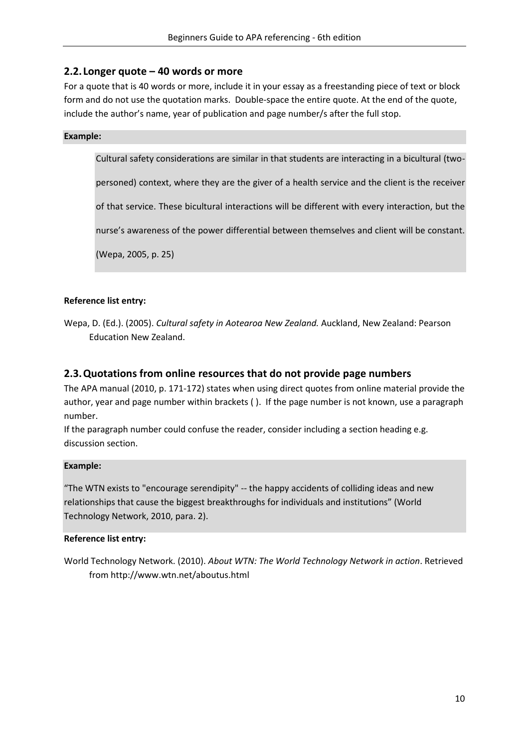## 2.2. Longer quote – 40 words or more

For a quote that is 40 words or more, include it in your essay as a freestanding piece of text or block form and do not use the quotation marks. Double-space the entire quote. At the end of the quote, include the author's name, year of publication and page number/s after the full stop.

**Example:**

> Cultural safety considerations are similar in that students are interacting in a bicultural (two-personed) context, where they are the giver of a health service and the client is the receiver of that service. These bicultural interactions will be different with every interaction, but the nurse's awareness of the power differential between themselves and client will be constant. (Wepa, 2005, p. 25)

**Reference list entry:**

Wepa, D. (Ed.). (2005). *Cultural safety in Aotearoa New Zealand.* Auckland, New Zealand: Pearson Education New Zealand.

## 2.3. Quotations from online resources that do not provide page numbers

The APA manual (2010, p. 171-172) states when using direct quotes from online material provide the author, year and page number within brackets ( ). If the page number is not known, use a paragraph number.

If the paragraph number could confuse the reader, consider including a section heading e.g. discussion section.

**Example:**

"The WTN exists to "encourage serendipity" -- the happy accidents of colliding ideas and new relationships that cause the biggest breakthroughs for individuals and institutions" (World Technology Network, 2010, para. 2).

**Reference list entry:**

World Technology Network. (2010). *About WTN: The World Technology Network in action*. Retrieved from http://www.wtn.net/aboutus.html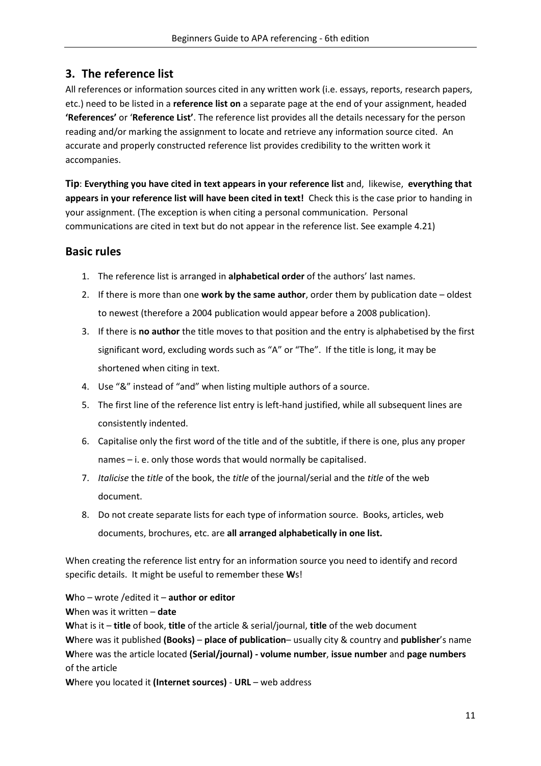## 3. The reference list

All references or information sources cited in any written work (i.e. essays, reports, research papers, etc.) need to be listed in a **reference list on** a separate page at the end of your assignment, headed **'References'** or '**Reference List'**. The reference list provides all the details necessary for the person reading and/or marking the assignment to locate and retrieve any information source cited. An accurate and properly constructed reference list provides credibility to the written work it accompanies.

**Tip**: **Everything you have cited in text appears in your reference list** and, likewise, **everything that appears in your reference list will have been cited in text!** Check this is the case prior to handing in your assignment. (The exception is when citing a personal communication. Personal communications are cited in text but do not appear in the reference list. See example 4.21)

## Basic rules

1. The reference list is arranged in **alphabetical order** of the authors' last names.
2. If there is more than one **work by the same author**, order them by publication date – oldest to newest (therefore a 2004 publication would appear before a 2008 publication).
3. If there is **no author** the title moves to that position and the entry is alphabetised by the first significant word, excluding words such as "A" or "The". If the title is long, it may be shortened when citing in text.
4. Use "&" instead of "and" when listing multiple authors of a source.
5. The first line of the reference list entry is left-hand justified, while all subsequent lines are consistently indented.
6. Capitalise only the first word of the title and of the subtitle, if there is one, plus any proper names – i. e. only those words that would normally be capitalised.
7. *Italicise* the *title* of the book, the *title* of the journal/serial and the *title* of the web document.
8. Do not create separate lists for each type of information source. Books, articles, web documents, brochures, etc. are **all arranged alphabetically in one list.**

When creating the reference list entry for an information source you need to identify and record specific details. It might be useful to remember these **W**s!

**W**ho – wrote /edited it – **author or editor**
**W**hen was it written – **date**
**W**hat is it – **title** of book, **title** of the article & serial/journal, **title** of the web document
**W**here was it published **(Books)** – **place of publication**– usually city & country and **publisher**'s name
**W**here was the article located **(Serial/journal) - volume number**, **issue number** and **page numbers** of the article
**W**here you located it **(Internet sources)** - **URL** – web address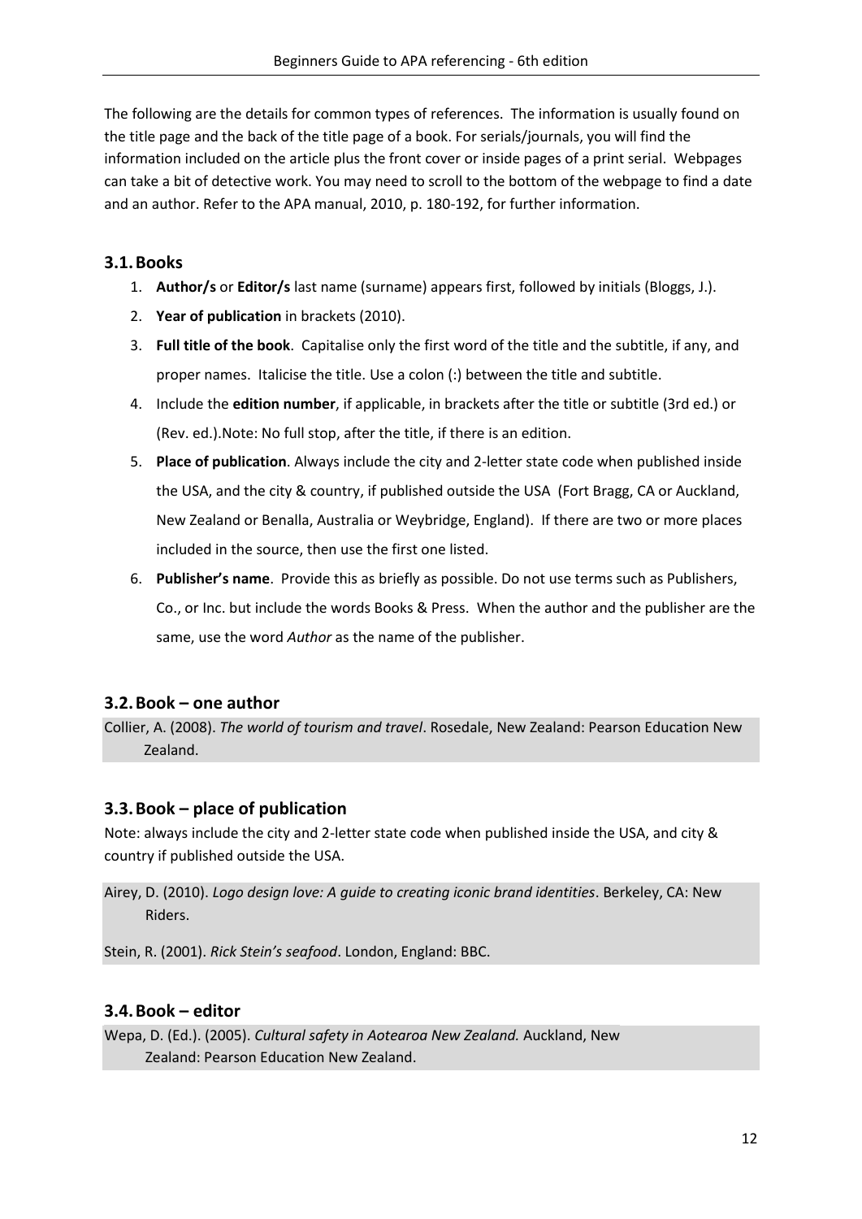The following are the details for common types of references. The information is usually found on the title page and the back of the title page of a book. For serials/journals, you will find the information included on the article plus the front cover or inside pages of a print serial. Webpages can take a bit of detective work. You may need to scroll to the bottom of the webpage to find a date and an author. Refer to the APA manual, 2010, p. 180-192, for further information.

## 3.1. Books

1. **Author/s** or **Editor/s** last name (surname) appears first, followed by initials (Bloggs, J.).
2. **Year of publication** in brackets (2010).
3. **Full title of the book**. Capitalise only the first word of the title and the subtitle, if any, and proper names. Italicise the title. Use a colon (:) between the title and subtitle.
4. Include the **edition number**, if applicable, in brackets after the title or subtitle (3rd ed.) or (Rev. ed.).Note: No full stop, after the title, if there is an edition.
5. **Place of publication**. Always include the city and 2-letter state code when published inside the USA, and the city & country, if published outside the USA (Fort Bragg, CA or Auckland, New Zealand or Benalla, Australia or Weybridge, England). If there are two or more places included in the source, then use the first one listed.
6. **Publisher's name**. Provide this as briefly as possible. Do not use terms such as Publishers, Co., or Inc. but include the words Books & Press. When the author and the publisher are the same, use the word *Author* as the name of the publisher.

## 3.2. Book – one author

Collier, A. (2008). *The world of tourism and travel*. Rosedale, New Zealand: Pearson Education New Zealand.

## 3.3. Book – place of publication

Note: always include the city and 2-letter state code when published inside the USA, and city & country if published outside the USA.

Airey, D. (2010). *Logo design love: A guide to creating iconic brand identities*. Berkeley, CA: New Riders.

Stein, R. (2001). *Rick Stein's seafood*. London, England: BBC.

## 3.4. Book – editor

Wepa, D. (Ed.). (2005). *Cultural safety in Aotearoa New Zealand.* Auckland, New Zealand: Pearson Education New Zealand.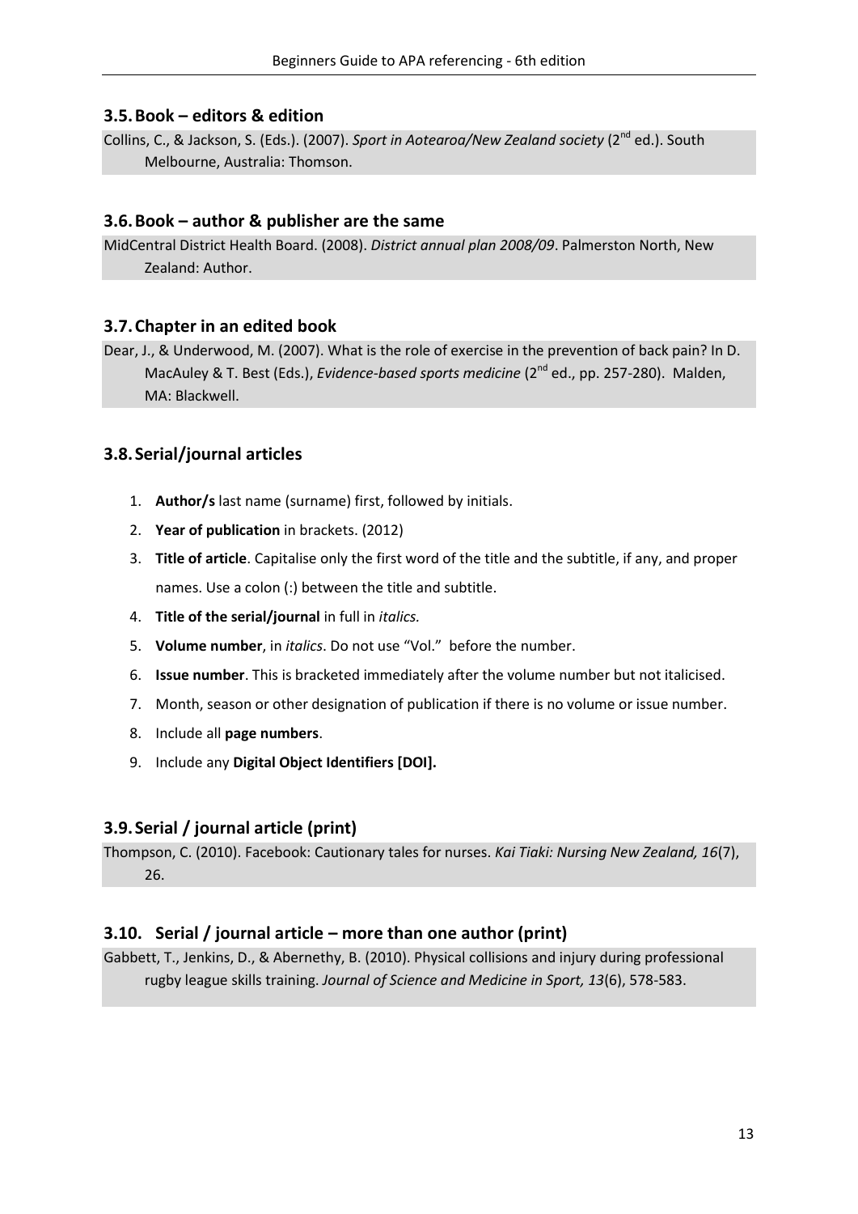### 3.5. Book – editors & edition

Collins, C., & Jackson, S. (Eds.). (2007). *Sport in Aotearoa/New Zealand society* (2nd ed.). South Melbourne, Australia: Thomson.

### 3.6. Book – author & publisher are the same

MidCentral District Health Board. (2008). *District annual plan 2008/09*. Palmerston North, New Zealand: Author.

### 3.7. Chapter in an edited book

Dear, J., & Underwood, M. (2007). What is the role of exercise in the prevention of back pain? In D. MacAuley & T. Best (Eds.), *Evidence-based sports medicine* (2nd ed., pp. 257-280). Malden, MA: Blackwell.

### 3.8. Serial/journal articles

1. **Author/s** last name (surname) first, followed by initials.
2. **Year of publication** in brackets. (2012)
3. **Title of article**. Capitalise only the first word of the title and the subtitle, if any, and proper names. Use a colon (:) between the title and subtitle.
4. **Title of the serial/journal** in full in *italics.*
5. **Volume number**, in *italics*. Do not use "Vol." before the number.
6. **Issue number**. This is bracketed immediately after the volume number but not italicised.
7. Month, season or other designation of publication if there is no volume or issue number.
8. Include all **page numbers**.
9. Include any **Digital Object Identifiers [DOI].**

### 3.9. Serial / journal article (print)

Thompson, C. (2010). Facebook: Cautionary tales for nurses. *Kai Tiaki: Nursing New Zealand, 16*(7), 26.

### 3.10. Serial / journal article – more than one author (print)

Gabbett, T., Jenkins, D., & Abernethy, B. (2010). Physical collisions and injury during professional rugby league skills training. *Journal of Science and Medicine in Sport, 13*(6), 578-583.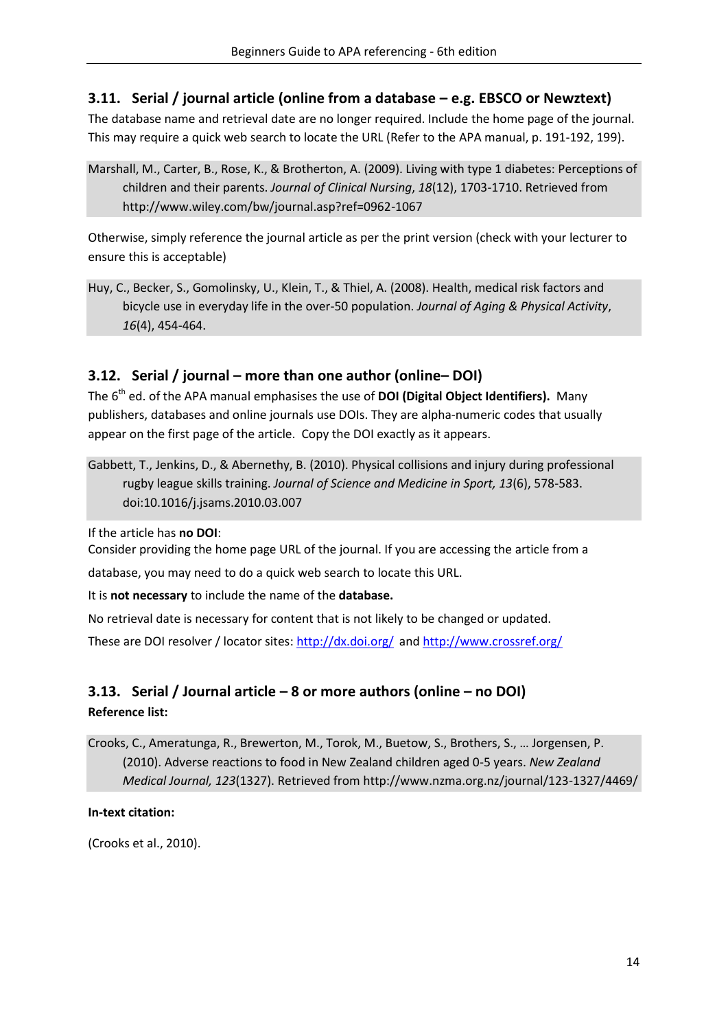### 3.11. Serial / journal article (online from a database – e.g. EBSCO or Newztext)

The database name and retrieval date are no longer required. Include the home page of the journal. This may require a quick web search to locate the URL (Refer to the APA manual, p. 191-192, 199).

> Marshall, M., Carter, B., Rose, K., & Brotherton, A. (2009). Living with type 1 diabetes: Perceptions of children and their parents. *Journal of Clinical Nursing*, *18*(12), 1703-1710. Retrieved from http://www.wiley.com/bw/journal.asp?ref=0962-1067

Otherwise, simply reference the journal article as per the print version (check with your lecturer to ensure this is acceptable)

> Huy, C., Becker, S., Gomolinsky, U., Klein, T., & Thiel, A. (2008). Health, medical risk factors and bicycle use in everyday life in the over-50 population. *Journal of Aging & Physical Activity*, *16*(4), 454-464.

### 3.12. Serial / journal – more than one author (online– DOI)

The 6th ed. of the APA manual emphasises the use of **DOI (Digital Object Identifiers).** Many publishers, databases and online journals use DOIs. They are alpha-numeric codes that usually appear on the first page of the article. Copy the DOI exactly as it appears.

> Gabbett, T., Jenkins, D., & Abernethy, B. (2010). Physical collisions and injury during professional rugby league skills training. *Journal of Science and Medicine in Sport, 13*(6), 578-583. doi:10.1016/j.jsams.2010.03.007

If the article has **no DOI**:

Consider providing the home page URL of the journal. If you are accessing the article from a database, you may need to do a quick web search to locate this URL.

It is **not necessary** to include the name of the **database.**

No retrieval date is necessary for content that is not likely to be changed or updated.

These are DOI resolver / locator sites: http://dx.doi.org/ and http://www.crossref.org/

### 3.13. Serial / Journal article – 8 or more authors (online – no DOI)

**Reference list:**

> Crooks, C., Ameratunga, R., Brewerton, M., Torok, M., Buetow, S., Brothers, S., … Jorgensen, P. (2010). Adverse reactions to food in New Zealand children aged 0-5 years. *New Zealand Medical Journal, 123*(1327). Retrieved from http://www.nzma.org.nz/journal/123-1327/4469/

**In-text citation:**

(Crooks et al., 2010).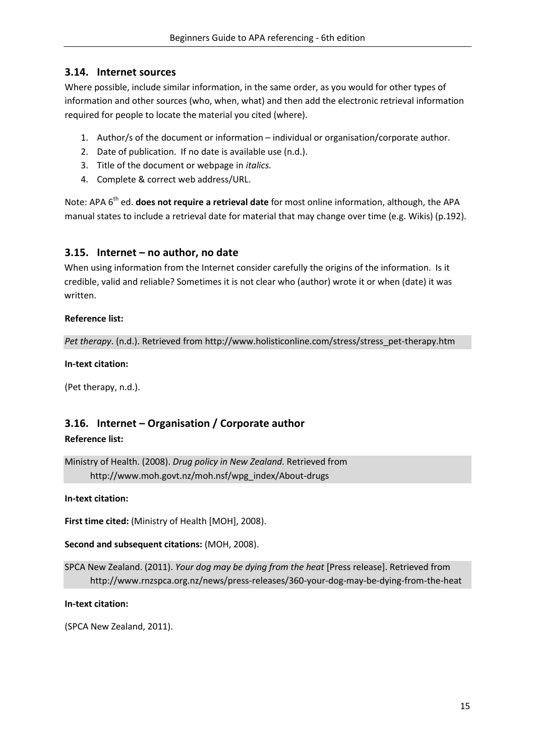## 3.14. Internet sources

Where possible, include similar information, in the same order, as you would for other types of information and other sources (who, when, what) and then add the electronic retrieval information required for people to locate the material you cited (where).

1. Author/s of the document or information – individual or organisation/corporate author.
2. Date of publication. If no date is available use (n.d.).
3. Title of the document or webpage in *italics.*
4. Complete & correct web address/URL.

Note: APA 6th ed. **does not require a retrieval date** for most online information, although, the APA manual states to include a retrieval date for material that may change over time (e.g. Wikis) (p.192).

## 3.15. Internet – no author, no date

When using information from the Internet consider carefully the origins of the information. Is it credible, valid and reliable? Sometimes it is not clear who (author) wrote it or when (date) it was written.

**Reference list:**

*Pet therapy*. (n.d.). Retrieved from http://www.holisticonline.com/stress/stress_pet-therapy.htm

**In-text citation:**

(Pet therapy, n.d.).

## 3.16. Internet – Organisation / Corporate author

**Reference list:**

Ministry of Health. (2008). *Drug policy in New Zealand.* Retrieved from http://www.moh.govt.nz/moh.nsf/wpg_index/About-drugs

**In-text citation:**

**First time cited:** (Ministry of Health [MOH], 2008).

**Second and subsequent citations:** (MOH, 2008).

SPCA New Zealand. (2011). *Your dog may be dying from the heat* [Press release]. Retrieved from http://www.rnzspca.org.nz/news/press-releases/360-your-dog-may-be-dying-from-the-heat

**In-text citation:**

(SPCA New Zealand, 2011).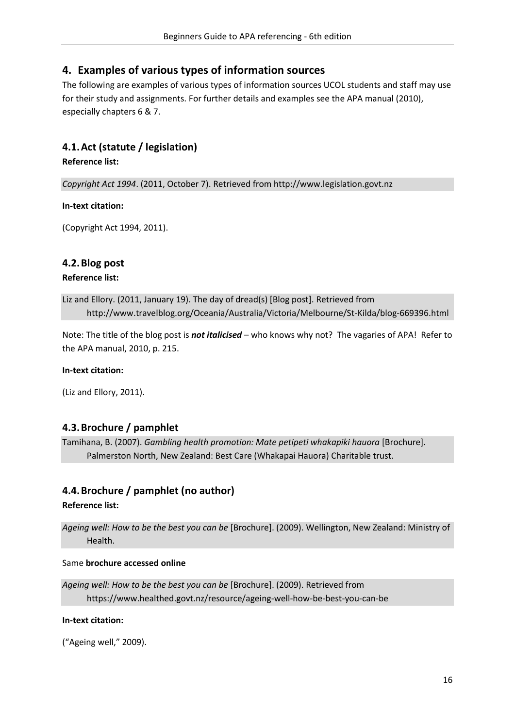## 4. Examples of various types of information sources

The following are examples of various types of information sources UCOL students and staff may use for their study and assignments. For further details and examples see the APA manual (2010), especially chapters 6 & 7.

### 4.1. Act (statute / legislation)

**Reference list:**

*Copyright Act 1994*. (2011, October 7). Retrieved from http://www.legislation.govt.nz

**In-text citation:**

(Copyright Act 1994, 2011).

### 4.2. Blog post

**Reference list:**

Liz and Ellory. (2011, January 19). The day of dread(s) [Blog post]. Retrieved from http://www.travelblog.org/Oceania/Australia/Victoria/Melbourne/St-Kilda/blog-669396.html

Note: The title of the blog post is ***not italicised*** – who knows why not? The vagaries of APA! Refer to the APA manual, 2010, p. 215.

**In-text citation:**

(Liz and Ellory, 2011).

### 4.3. Brochure / pamphlet

Tamihana, B. (2007). *Gambling health promotion: Mate petipeti whakapiki hauora* [Brochure]. Palmerston North, New Zealand: Best Care (Whakapai Hauora) Charitable trust.

### 4.4. Brochure / pamphlet (no author)

**Reference list:**

*Ageing well: How to be the best you can be* [Brochure]. (2009). Wellington, New Zealand: Ministry of Health.

Same **brochure accessed online**

*Ageing well: How to be the best you can be* [Brochure]. (2009). Retrieved from https://www.healthed.govt.nz/resource/ageing-well-how-be-best-you-can-be

**In-text citation:**

("Ageing well," 2009).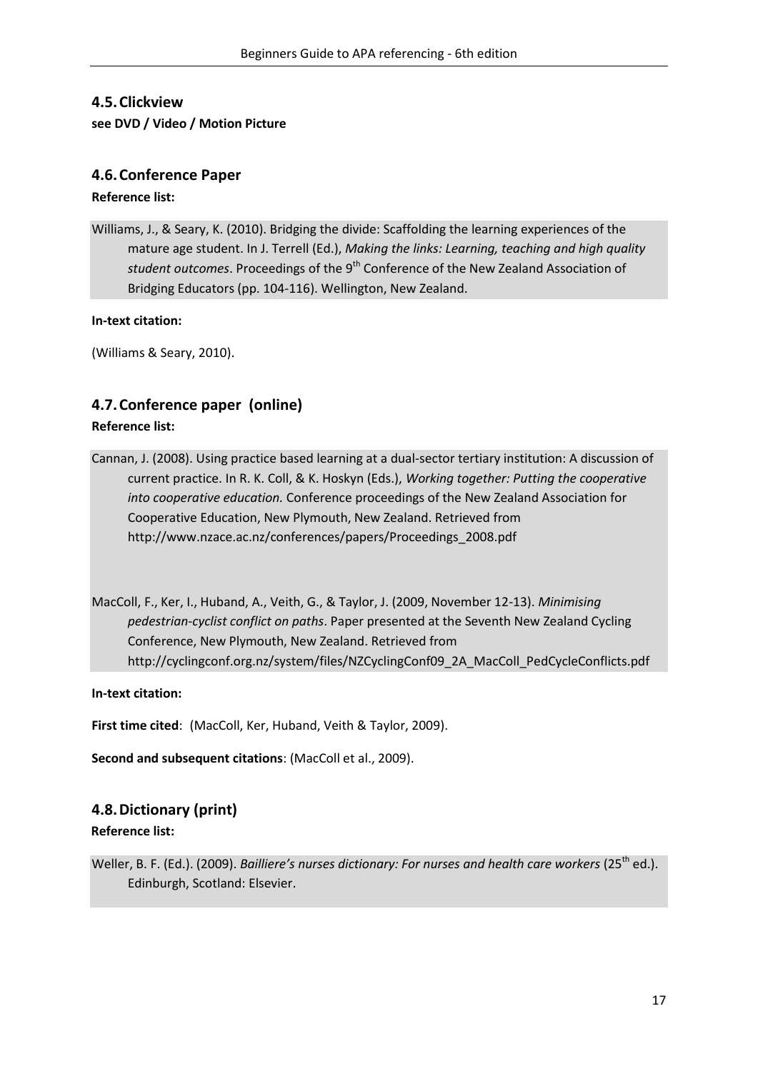## 4.5. Clickview

**see DVD / Video / Motion Picture**

## 4.6. Conference Paper

**Reference list:**

Williams, J., & Seary, K. (2010). Bridging the divide: Scaffolding the learning experiences of the mature age student. In J. Terrell (Ed.), *Making the links: Learning, teaching and high quality student outcomes*. Proceedings of the 9th Conference of the New Zealand Association of Bridging Educators (pp. 104-116). Wellington, New Zealand.

**In-text citation:**

(Williams & Seary, 2010).

## 4.7. Conference paper (online)

**Reference list:**

Cannan, J. (2008). Using practice based learning at a dual-sector tertiary institution: A discussion of current practice. In R. K. Coll, & K. Hoskyn (Eds.), *Working together: Putting the cooperative into cooperative education.* Conference proceedings of the New Zealand Association for Cooperative Education, New Plymouth, New Zealand. Retrieved from http://www.nzace.ac.nz/conferences/papers/Proceedings_2008.pdf

MacColl, F., Ker, I., Huband, A., Veith, G., & Taylor, J. (2009, November 12-13). *Minimising pedestrian-cyclist conflict on paths*. Paper presented at the Seventh New Zealand Cycling Conference, New Plymouth, New Zealand. Retrieved from http://cyclingconf.org.nz/system/files/NZCyclingConf09_2A_MacColl_PedCycleConflicts.pdf

**In-text citation:**

**First time cited**: (MacColl, Ker, Huband, Veith & Taylor, 2009).

**Second and subsequent citations**: (MacColl et al., 2009).

## 4.8. Dictionary (print)

**Reference list:**

Weller, B. F. (Ed.). (2009). *Bailliere's nurses dictionary: For nurses and health care workers* (25th ed.). Edinburgh, Scotland: Elsevier.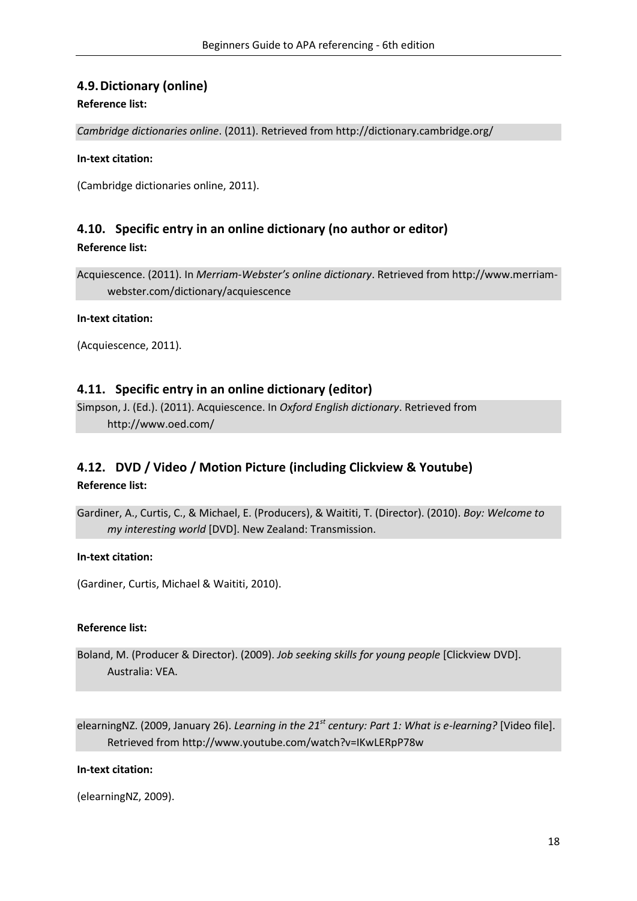## 4.9. Dictionary (online)

**Reference list:**

*Cambridge dictionaries online*. (2011). Retrieved from http://dictionary.cambridge.org/

**In-text citation:**

(Cambridge dictionaries online, 2011).

## 4.10. Specific entry in an online dictionary (no author or editor)

**Reference list:**

Acquiescence. (2011). In *Merriam-Webster's online dictionary*. Retrieved from http://www.merriam-webster.com/dictionary/acquiescence

**In-text citation:**

(Acquiescence, 2011).

## 4.11. Specific entry in an online dictionary (editor)

Simpson, J. (Ed.). (2011). Acquiescence. In *Oxford English dictionary*. Retrieved from http://www.oed.com/

## 4.12. DVD / Video / Motion Picture (including Clickview & Youtube)

**Reference list:**

Gardiner, A., Curtis, C., & Michael, E. (Producers), & Waititi, T. (Director). (2010). *Boy: Welcome to my interesting world* [DVD]. New Zealand: Transmission.

**In-text citation:**

(Gardiner, Curtis, Michael & Waititi, 2010).

**Reference list:**

Boland, M. (Producer & Director). (2009). *Job seeking skills for young people* [Clickview DVD]. Australia: VEA.

elearningNZ. (2009, January 26). *Learning in the 21st century: Part 1: What is e-learning?* [Video file]. Retrieved from http://www.youtube.com/watch?v=IKwLERpP78w

**In-text citation:**

(elearningNZ, 2009).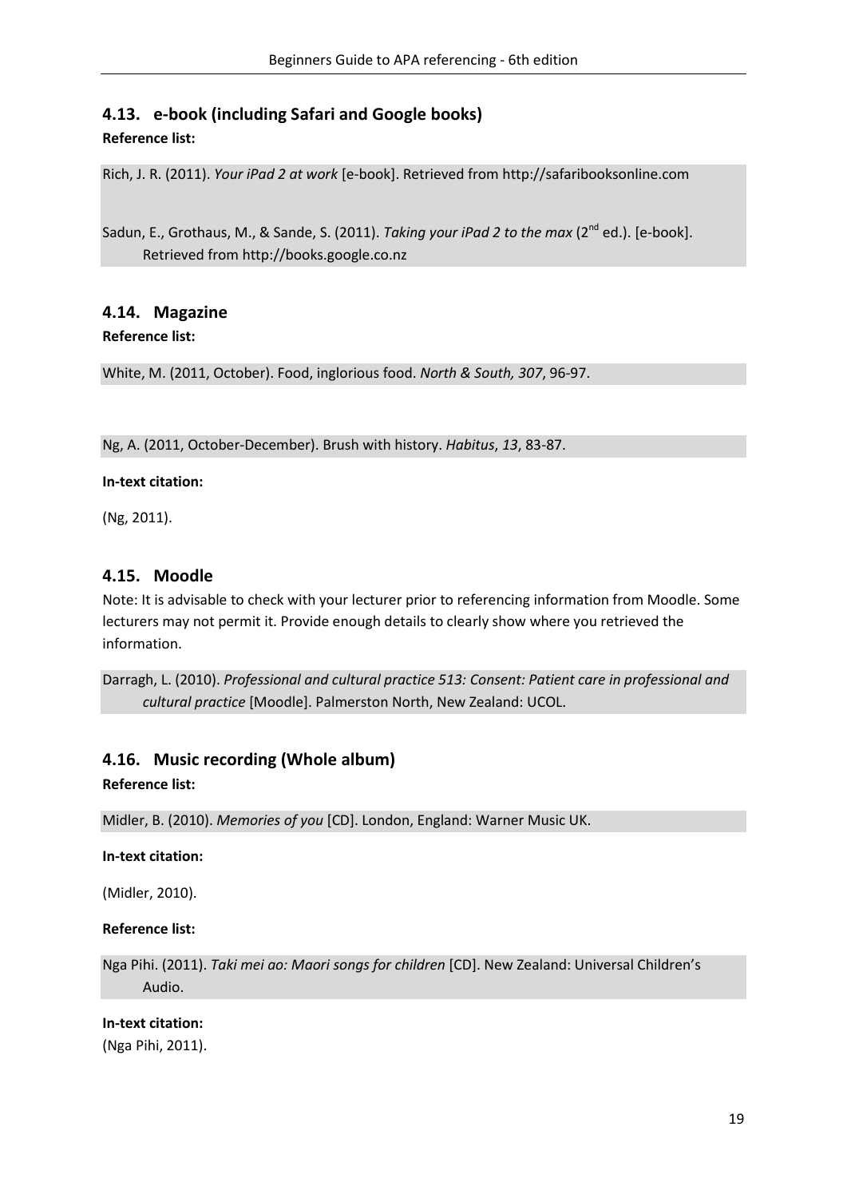### 4.13. e-book (including Safari and Google books)

**Reference list:**

Rich, J. R. (2011). *Your iPad 2 at work* [e-book]. Retrieved from http://safaribooksonline.com

Sadun, E., Grothaus, M., & Sande, S. (2011). *Taking your iPad 2 to the max* (2nd ed.). [e-book]. Retrieved from http://books.google.co.nz

### 4.14. Magazine

**Reference list:**

White, M. (2011, October). Food, inglorious food. *North & South, 307*, 96-97.

Ng, A. (2011, October-December). Brush with history. *Habitus*, *13*, 83-87.

**In-text citation:**

(Ng, 2011).

### 4.15. Moodle

Note: It is advisable to check with your lecturer prior to referencing information from Moodle. Some lecturers may not permit it. Provide enough details to clearly show where you retrieved the information.

Darragh, L. (2010). *Professional and cultural practice 513: Consent: Patient care in professional and cultural practice* [Moodle]. Palmerston North, New Zealand: UCOL.

### 4.16. Music recording (Whole album)

**Reference list:**

Midler, B. (2010). *Memories of you* [CD]. London, England: Warner Music UK.

**In-text citation:**

(Midler, 2010).

**Reference list:**

Nga Pihi. (2011). *Taki mei ao: Maori songs for children* [CD]. New Zealand: Universal Children's Audio.

**In-text citation:**

(Nga Pihi, 2011).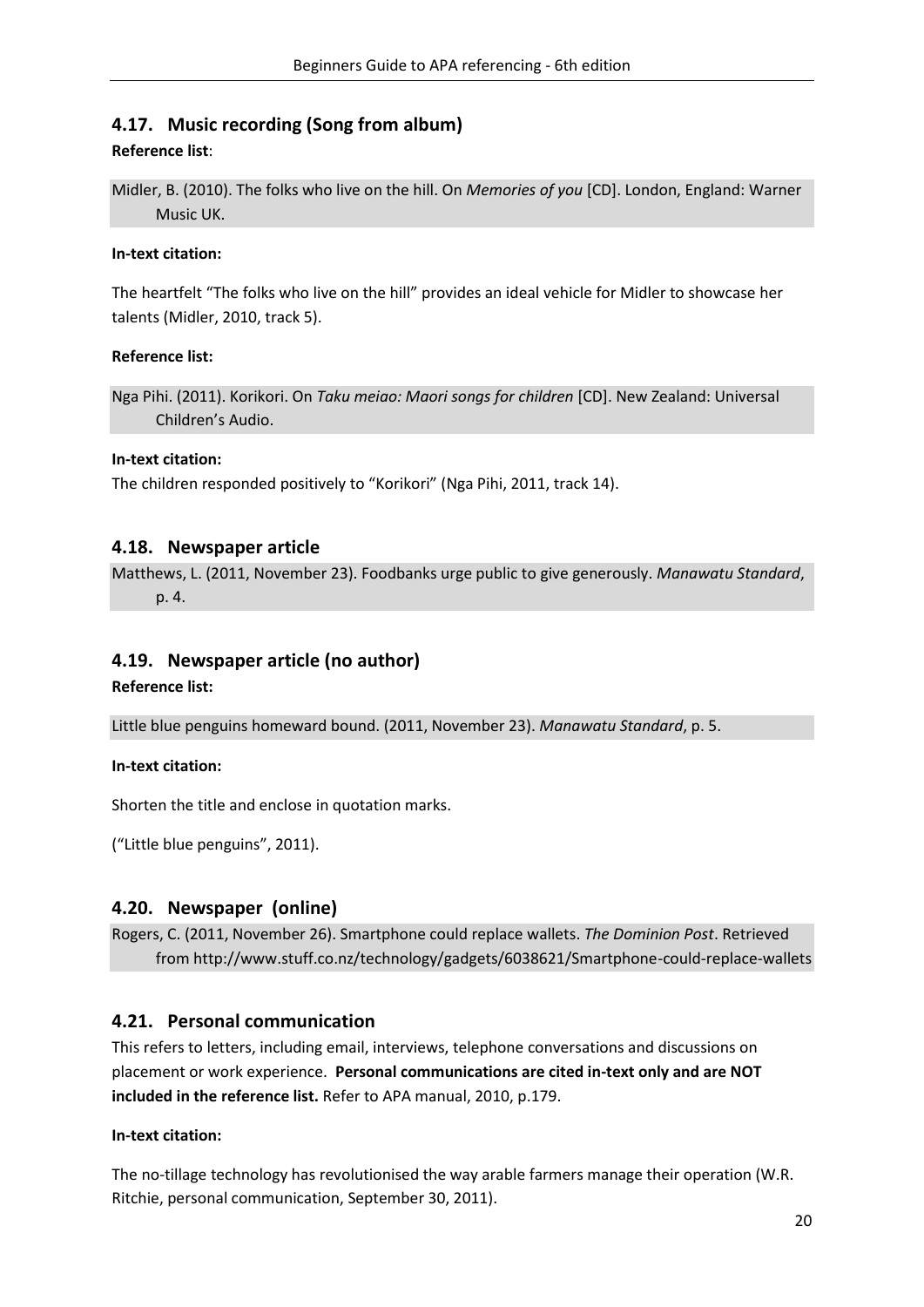## 4.17. Music recording (Song from album)

**Reference list**:

Midler, B. (2010). The folks who live on the hill. On *Memories of you* [CD]. London, England: Warner Music UK.

**In-text citation:**

The heartfelt "The folks who live on the hill" provides an ideal vehicle for Midler to showcase her talents (Midler, 2010, track 5).

**Reference list:**

Nga Pihi. (2011). Korikori. On *Taku meiao: Maori songs for children* [CD]. New Zealand: Universal Children's Audio.

**In-text citation:**

The children responded positively to "Korikori" (Nga Pihi, 2011, track 14).

## 4.18. Newspaper article

Matthews, L. (2011, November 23). Foodbanks urge public to give generously. *Manawatu Standard*, p. 4.

## 4.19. Newspaper article (no author)

**Reference list:**

Little blue penguins homeward bound. (2011, November 23). *Manawatu Standard*, p. 5.

**In-text citation:**

Shorten the title and enclose in quotation marks.

("Little blue penguins", 2011).

## 4.20. Newspaper (online)

Rogers, C. (2011, November 26). Smartphone could replace wallets. *The Dominion Post*. Retrieved from http://www.stuff.co.nz/technology/gadgets/6038621/Smartphone-could-replace-wallets

## 4.21. Personal communication

This refers to letters, including email, interviews, telephone conversations and discussions on placement or work experience. **Personal communications are cited in-text only and are NOT included in the reference list.** Refer to APA manual, 2010, p.179.

**In-text citation:**

The no-tillage technology has revolutionised the way arable farmers manage their operation (W.R. Ritchie, personal communication, September 30, 2011).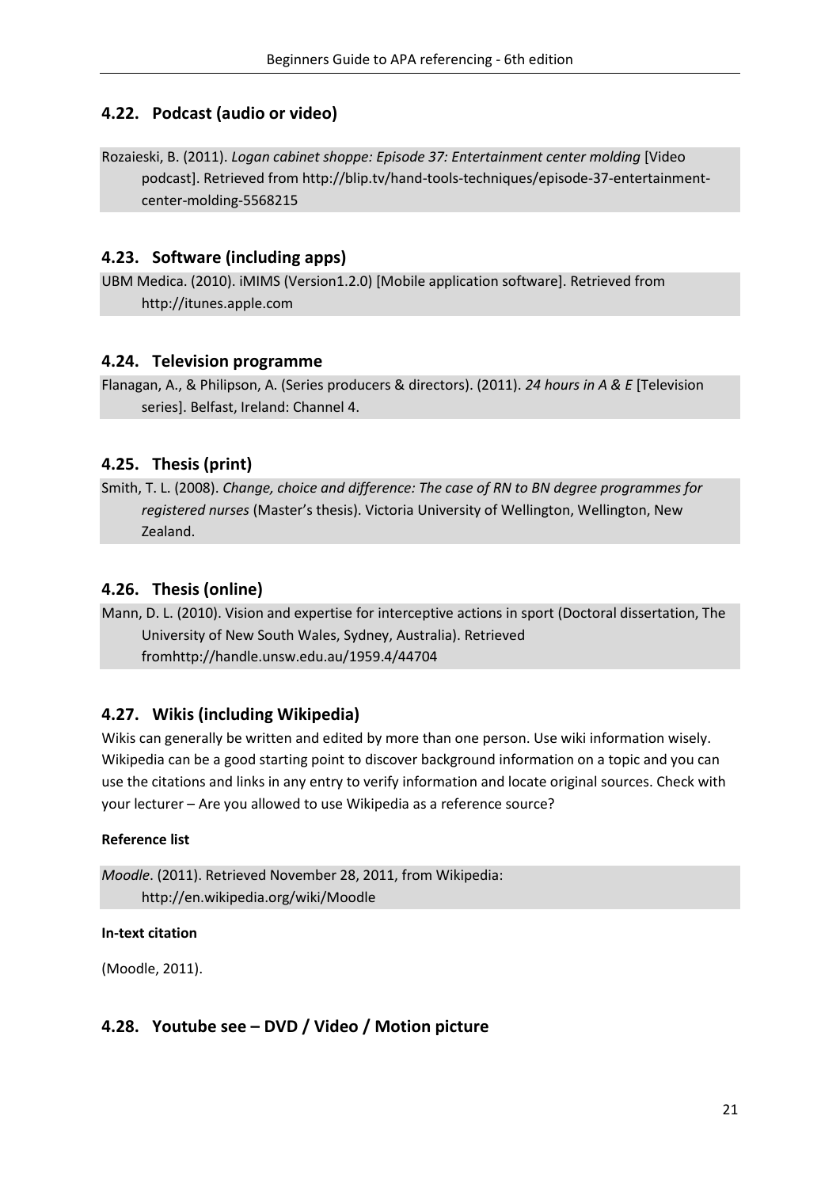## 4.22. Podcast (audio or video)

Rozaieski, B. (2011). *Logan cabinet shoppe: Episode 37: Entertainment center molding* [Video podcast]. Retrieved from http://blip.tv/hand-tools-techniques/episode-37-entertainment-center-molding-5568215

## 4.23. Software (including apps)

UBM Medica. (2010). iMIMS (Version1.2.0) [Mobile application software]. Retrieved from http://itunes.apple.com

## 4.24. Television programme

Flanagan, A., & Philipson, A. (Series producers & directors). (2011). *24 hours in A & E* [Television series]. Belfast, Ireland: Channel 4.

## 4.25. Thesis (print)

Smith, T. L. (2008). *Change, choice and difference: The case of RN to BN degree programmes for registered nurses* (Master's thesis). Victoria University of Wellington, Wellington, New Zealand.

## 4.26. Thesis (online)

Mann, D. L. (2010). Vision and expertise for interceptive actions in sport (Doctoral dissertation, The University of New South Wales, Sydney, Australia). Retrieved fromhttp://handle.unsw.edu.au/1959.4/44704

## 4.27. Wikis (including Wikipedia)

Wikis can generally be written and edited by more than one person. Use wiki information wisely. Wikipedia can be a good starting point to discover background information on a topic and you can use the citations and links in any entry to verify information and locate original sources. Check with your lecturer – Are you allowed to use Wikipedia as a reference source?

**Reference list**

*Moodle*. (2011). Retrieved November 28, 2011, from Wikipedia: http://en.wikipedia.org/wiki/Moodle

**In-text citation**

(Moodle, 2011).

## 4.28. Youtube see – DVD / Video / Motion picture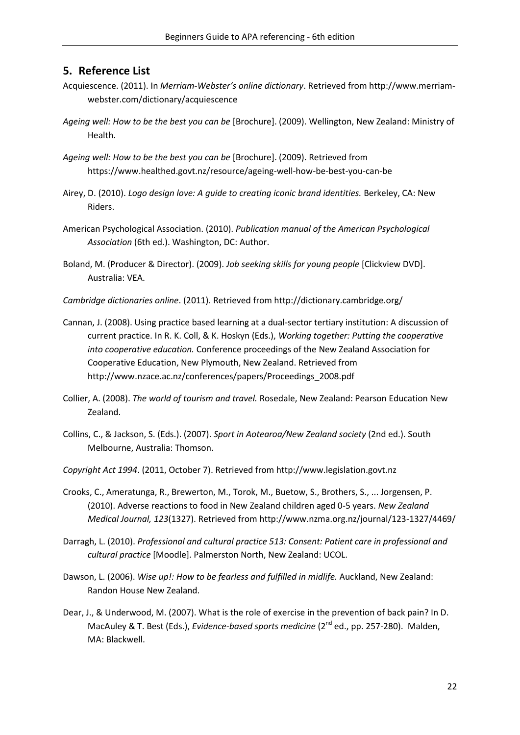## 5. Reference List

Acquiescence. (2011). In *Merriam-Webster's online dictionary*. Retrieved from http://www.merriam-webster.com/dictionary/acquiescence

*Ageing well: How to be the best you can be* [Brochure]. (2009). Wellington, New Zealand: Ministry of Health.

*Ageing well: How to be the best you can be* [Brochure]. (2009). Retrieved from https://www.healthed.govt.nz/resource/ageing-well-how-be-best-you-can-be

Airey, D. (2010). *Logo design love: A guide to creating iconic brand identities.* Berkeley, CA: New Riders.

American Psychological Association. (2010). *Publication manual of the American Psychological Association* (6th ed.). Washington, DC: Author.

Boland, M. (Producer & Director). (2009). *Job seeking skills for young people* [Clickview DVD]. Australia: VEA.

*Cambridge dictionaries online*. (2011). Retrieved from http://dictionary.cambridge.org/

Cannan, J. (2008). Using practice based learning at a dual-sector tertiary institution: A discussion of current practice. In R. K. Coll, & K. Hoskyn (Eds.), *Working together: Putting the cooperative into cooperative education.* Conference proceedings of the New Zealand Association for Cooperative Education, New Plymouth, New Zealand. Retrieved from http://www.nzace.ac.nz/conferences/papers/Proceedings_2008.pdf

Collier, A. (2008). *The world of tourism and travel.* Rosedale, New Zealand: Pearson Education New Zealand.

Collins, C., & Jackson, S. (Eds.). (2007). *Sport in Aotearoa/New Zealand society* (2nd ed.). South Melbourne, Australia: Thomson.

*Copyright Act 1994*. (2011, October 7). Retrieved from http://www.legislation.govt.nz

Crooks, C., Ameratunga, R., Brewerton, M., Torok, M., Buetow, S., Brothers, S., ... Jorgensen, P. (2010). Adverse reactions to food in New Zealand children aged 0-5 years. *New Zealand Medical Journal, 123*(1327). Retrieved from http://www.nzma.org.nz/journal/123-1327/4469/

Darragh, L. (2010). *Professional and cultural practice 513: Consent: Patient care in professional and cultural practice* [Moodle]. Palmerston North, New Zealand: UCOL.

Dawson, L. (2006). *Wise up!: How to be fearless and fulfilled in midlife.* Auckland, New Zealand: Randon House New Zealand.

Dear, J., & Underwood, M. (2007). What is the role of exercise in the prevention of back pain? In D. MacAuley & T. Best (Eds.), *Evidence-based sports medicine* (2nd ed., pp. 257-280). Malden, MA: Blackwell.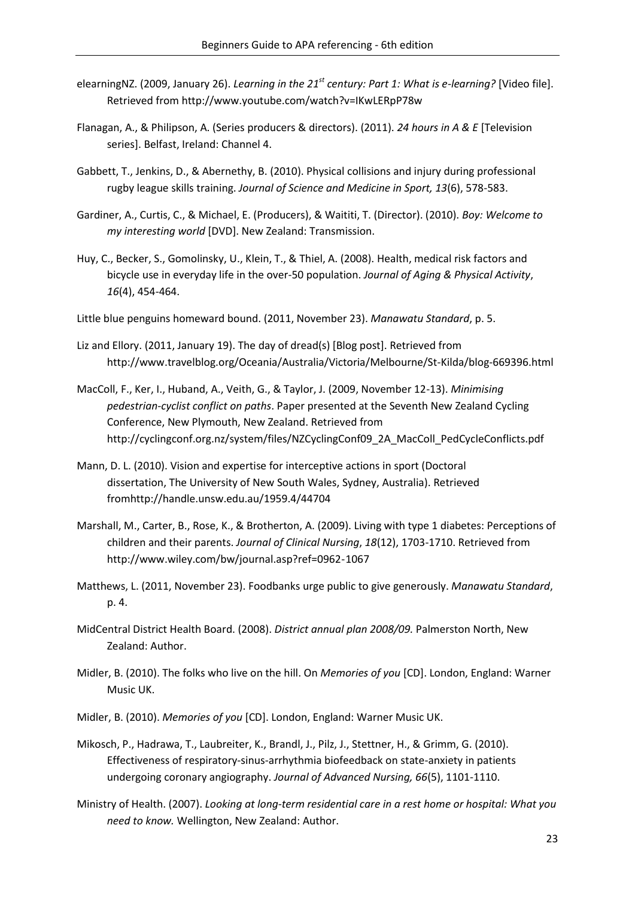elearningNZ. (2009, January 26). *Learning in the 21st century: Part 1: What is e-learning?* [Video file]. Retrieved from http://www.youtube.com/watch?v=IKwLERpP78w

Flanagan, A., & Philipson, A. (Series producers & directors). (2011). *24 hours in A & E* [Television series]. Belfast, Ireland: Channel 4.

Gabbett, T., Jenkins, D., & Abernethy, B. (2010). Physical collisions and injury during professional rugby league skills training. *Journal of Science and Medicine in Sport, 13*(6), 578-583.

Gardiner, A., Curtis, C., & Michael, E. (Producers), & Waititi, T. (Director). (2010). *Boy: Welcome to my interesting world* [DVD]. New Zealand: Transmission.

Huy, C., Becker, S., Gomolinsky, U., Klein, T., & Thiel, A. (2008). Health, medical risk factors and bicycle use in everyday life in the over-50 population. *Journal of Aging & Physical Activity*, *16*(4), 454-464.

Little blue penguins homeward bound. (2011, November 23). *Manawatu Standard*, p. 5.

Liz and Ellory. (2011, January 19). The day of dread(s) [Blog post]. Retrieved from http://www.travelblog.org/Oceania/Australia/Victoria/Melbourne/St-Kilda/blog-669396.html

MacColl, F., Ker, I., Huband, A., Veith, G., & Taylor, J. (2009, November 12-13). *Minimising pedestrian-cyclist conflict on paths*. Paper presented at the Seventh New Zealand Cycling Conference, New Plymouth, New Zealand. Retrieved from http://cyclingconf.org.nz/system/files/NZCyclingConf09_2A_MacColl_PedCycleConflicts.pdf

Mann, D. L. (2010). Vision and expertise for interceptive actions in sport (Doctoral dissertation, The University of New South Wales, Sydney, Australia). Retrieved fromhttp://handle.unsw.edu.au/1959.4/44704

Marshall, M., Carter, B., Rose, K., & Brotherton, A. (2009). Living with type 1 diabetes: Perceptions of children and their parents. *Journal of Clinical Nursing*, *18*(12), 1703-1710. Retrieved from http://www.wiley.com/bw/journal.asp?ref=0962-1067

Matthews, L. (2011, November 23). Foodbanks urge public to give generously. *Manawatu Standard*, p. 4.

MidCentral District Health Board. (2008). *District annual plan 2008/09.* Palmerston North, New Zealand: Author.

Midler, B. (2010). The folks who live on the hill. On *Memories of you* [CD]. London, England: Warner Music UK.

Midler, B. (2010). *Memories of you* [CD]. London, England: Warner Music UK.

Mikosch, P., Hadrawa, T., Laubreiter, K., Brandl, J., Pilz, J., Stettner, H., & Grimm, G. (2010). Effectiveness of respiratory-sinus-arrhythmia biofeedback on state-anxiety in patients undergoing coronary angiography. *Journal of Advanced Nursing, 66*(5), 1101-1110.

Ministry of Health. (2007). *Looking at long-term residential care in a rest home or hospital: What you need to know.* Wellington, New Zealand: Author.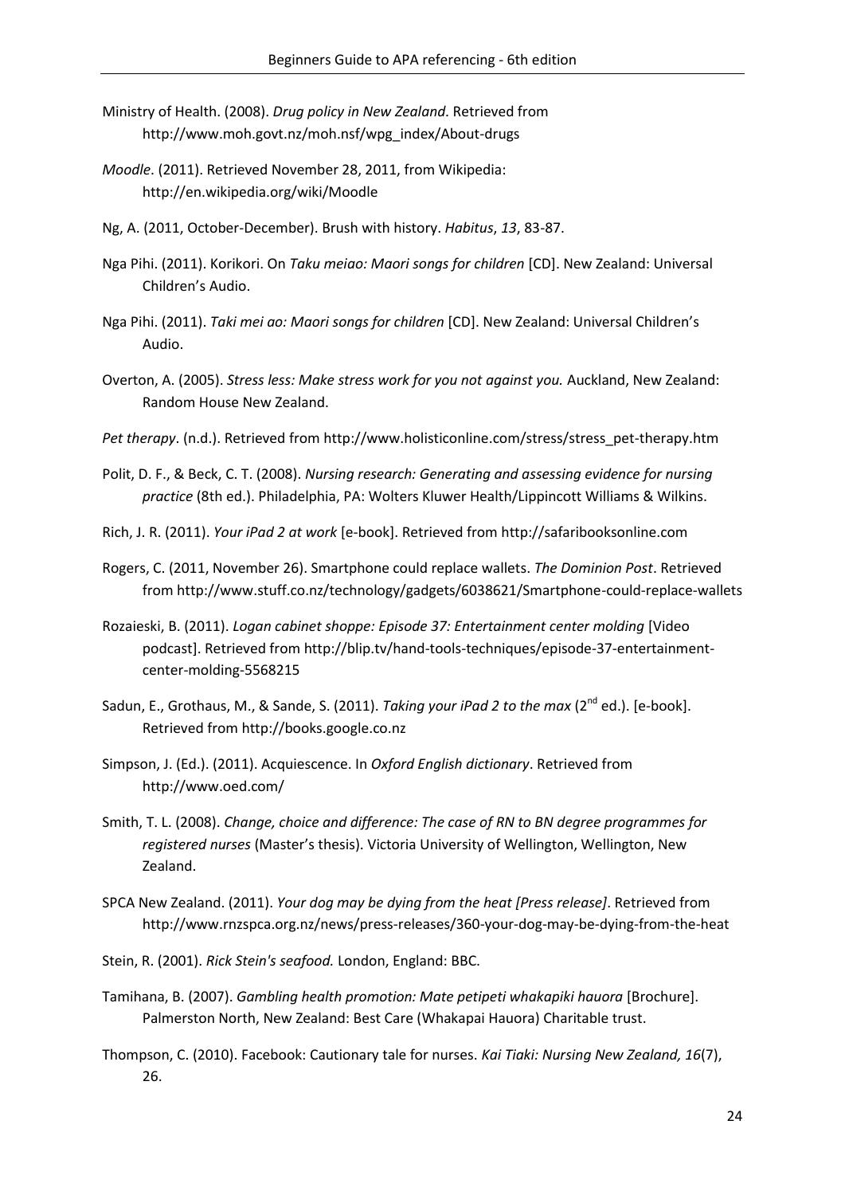Ministry of Health. (2008). *Drug policy in New Zealand.* Retrieved from http://www.moh.govt.nz/moh.nsf/wpg_index/About-drugs

*Moodle*. (2011). Retrieved November 28, 2011, from Wikipedia: http://en.wikipedia.org/wiki/Moodle

Ng, A. (2011, October-December). Brush with history. *Habitus*, *13*, 83-87.

Nga Pihi. (2011). Korikori. On *Taku meiao: Maori songs for children* [CD]. New Zealand: Universal Children's Audio.

Nga Pihi. (2011). *Taki mei ao: Maori songs for children* [CD]. New Zealand: Universal Children's Audio.

Overton, A. (2005). *Stress less: Make stress work for you not against you.* Auckland, New Zealand: Random House New Zealand.

*Pet therapy*. (n.d.). Retrieved from http://www.holisticonline.com/stress/stress_pet-therapy.htm

Polit, D. F., & Beck, C. T. (2008). *Nursing research: Generating and assessing evidence for nursing practice* (8th ed.). Philadelphia, PA: Wolters Kluwer Health/Lippincott Williams & Wilkins.

Rich, J. R. (2011). *Your iPad 2 at work* [e-book]. Retrieved from http://safaribooksonline.com

Rogers, C. (2011, November 26). Smartphone could replace wallets. *The Dominion Post*. Retrieved from http://www.stuff.co.nz/technology/gadgets/6038621/Smartphone-could-replace-wallets

Rozaieski, B. (2011). *Logan cabinet shoppe: Episode 37: Entertainment center molding* [Video podcast]. Retrieved from http://blip.tv/hand-tools-techniques/episode-37-entertainment-center-molding-5568215

Sadun, E., Grothaus, M., & Sande, S. (2011). *Taking your iPad 2 to the max* (2nd ed.). [e-book]. Retrieved from http://books.google.co.nz

Simpson, J. (Ed.). (2011). Acquiescence. In *Oxford English dictionary*. Retrieved from http://www.oed.com/

Smith, T. L. (2008). *Change, choice and difference: The case of RN to BN degree programmes for registered nurses* (Master's thesis). Victoria University of Wellington, Wellington, New Zealand.

SPCA New Zealand. (2011). *Your dog may be dying from the heat [Press release]*. Retrieved from http://www.rnzspca.org.nz/news/press-releases/360-your-dog-may-be-dying-from-the-heat

Stein, R. (2001). *Rick Stein's seafood.* London, England: BBC.

Tamihana, B. (2007). *Gambling health promotion: Mate petipeti whakapiki hauora* [Brochure]. Palmerston North, New Zealand: Best Care (Whakapai Hauora) Charitable trust.

Thompson, C. (2010). Facebook: Cautionary tale for nurses. *Kai Tiaki: Nursing New Zealand, 16*(7), 26.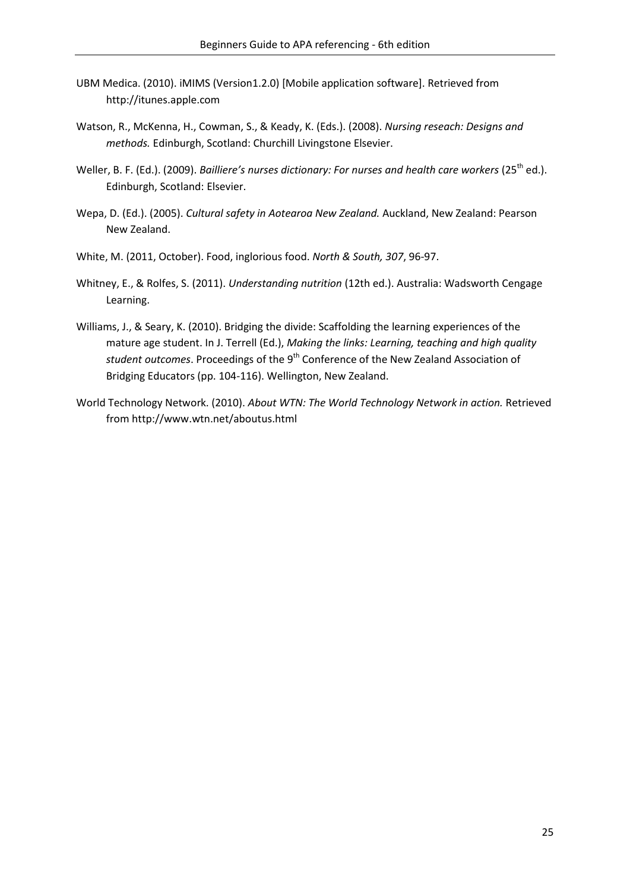UBM Medica. (2010). iMIMS (Version1.2.0) [Mobile application software]. Retrieved from http://itunes.apple.com

Watson, R., McKenna, H., Cowman, S., & Keady, K. (Eds.). (2008). *Nursing reseach: Designs and methods.* Edinburgh, Scotland: Churchill Livingstone Elsevier.

Weller, B. F. (Ed.). (2009). *Bailliere's nurses dictionary: For nurses and health care workers* (25th ed.). Edinburgh, Scotland: Elsevier.

Wepa, D. (Ed.). (2005). *Cultural safety in Aotearoa New Zealand.* Auckland, New Zealand: Pearson New Zealand.

White, M. (2011, October). Food, inglorious food. *North & South, 307*, 96-97.

Whitney, E., & Rolfes, S. (2011). *Understanding nutrition* (12th ed.). Australia: Wadsworth Cengage Learning.

Williams, J., & Seary, K. (2010). Bridging the divide: Scaffolding the learning experiences of the mature age student. In J. Terrell (Ed.), *Making the links: Learning, teaching and high quality student outcomes*. Proceedings of the 9th Conference of the New Zealand Association of Bridging Educators (pp. 104-116). Wellington, New Zealand.

World Technology Network. (2010). *About WTN: The World Technology Network in action.* Retrieved from http://www.wtn.net/aboutus.html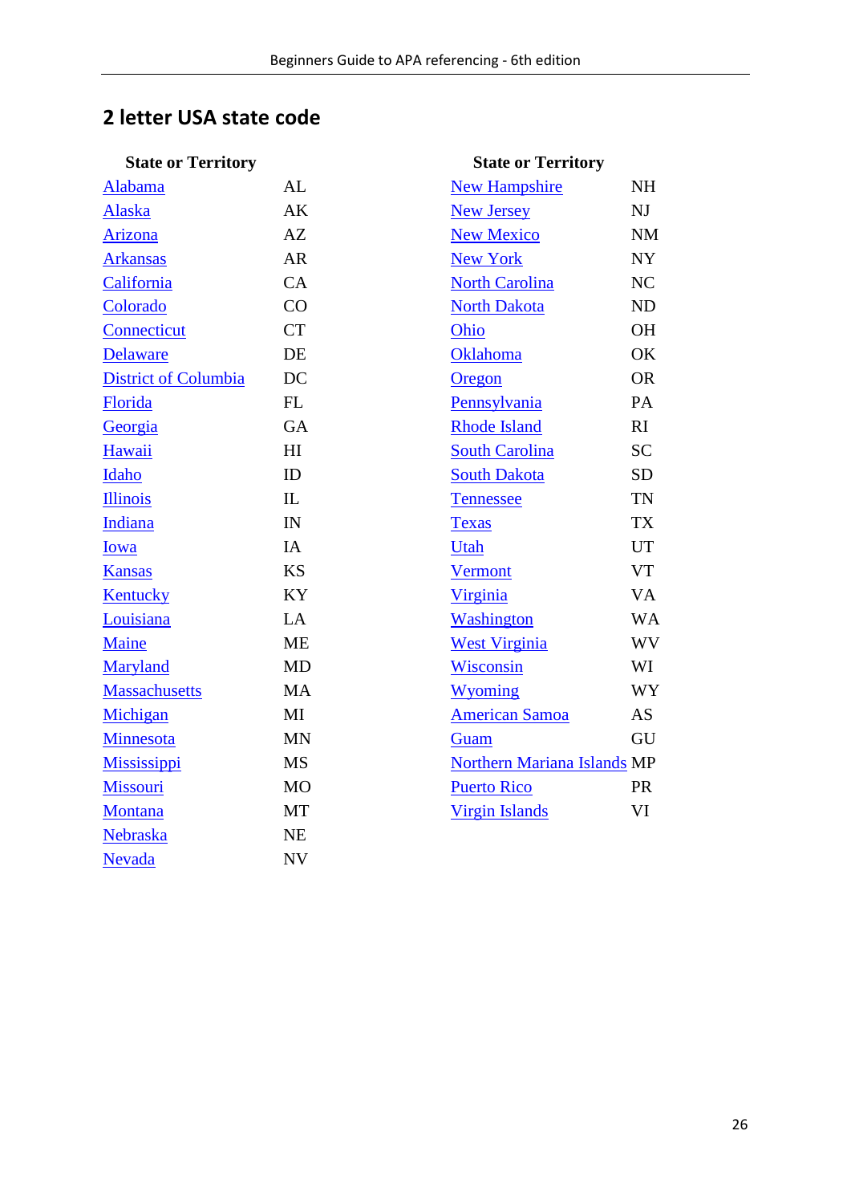## 2 letter USA state code

| State or Territory | |
|---|---|
| Alabama | AL |
| Alaska | AK |
| Arizona | AZ |
| Arkansas | AR |
| California | CA |
| Colorado | CO |
| Connecticut | CT |
| Delaware | DE |
| District of Columbia | DC |
| Florida | FL |
| Georgia | GA |
| Hawaii | HI |
| Idaho | ID |
| Illinois | IL |
| Indiana | IN |
| Iowa | IA |
| Kansas | KS |
| Kentucky | KY |
| Louisiana | LA |
| Maine | ME |
| Maryland | MD |
| Massachusetts | MA |
| Michigan | MI |
| Minnesota | MN |
| Mississippi | MS |
| Missouri | MO |
| Montana | MT |
| Nebraska | NE |
| Nevada | NV |

| State or Territory | |
|---|---|
| New Hampshire | NH |
| New Jersey | NJ |
| New Mexico | NM |
| New York | NY |
| North Carolina | NC |
| North Dakota | ND |
| Ohio | OH |
| Oklahoma | OK |
| Oregon | OR |
| Pennsylvania | PA |
| Rhode Island | RI |
| South Carolina | SC |
| South Dakota | SD |
| Tennessee | TN |
| Texas | TX |
| Utah | UT |
| Vermont | VT |
| Virginia | VA |
| Washington | WA |
| West Virginia | WV |
| Wisconsin | WI |
| Wyoming | WY |
| American Samoa | AS |
| Guam | GU |
| Northern Mariana Islands | MP |
| Puerto Rico | PR |
| Virgin Islands | VI |